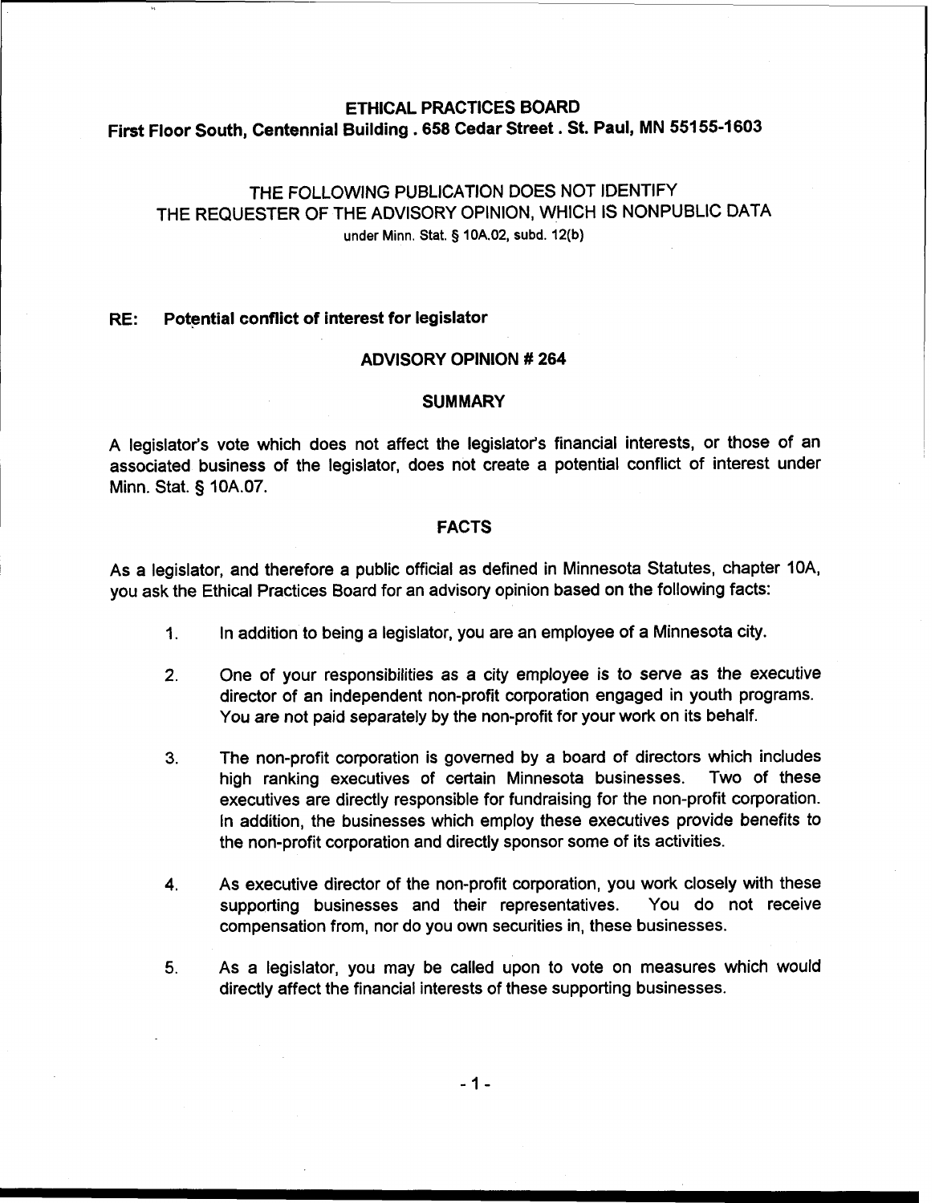# ETHICAL PRACTICES BOARD

**First Floor South, Centennial Building . 658 Cedar Street . St. Paul, MN 55155-1603**

THE FOLLOWING PUBLICATION DOES NOT IDENTIFY THE REQUESTER OF THE ADVISORY OPINION, WHICH IS NONPUBLIC DATA under Minn. Stat. § 10A.02, subd. 12(b)

**RE: Potential conflict of interest for legislator**

## ADVISORY OPINION # 264

## SUMMARY

A legislator's vote which does not affect the legislator's financial interests, or those of an associated business of the legislator, does not create a potential conflict of interest under Minn. Stat. § 10A.07.

## FACTS

As a legislator, and therefore a public official as defined in Minnesota Statutes, chapter 10A, you ask the Ethical Practices Board for an advisory opinion based on the following facts:

1. In addition to being a legislator, you are an employee of a Minnesota city.
2. One of your responsibilities as a city employee is to serve as the executive director of an independent non-profit corporation engaged in youth programs. You are not paid separately by the non-profit for your work on its behalf.
3. The non-profit corporation is governed by a board of directors which includes high ranking executives of certain Minnesota businesses. Two of these executives are directly responsible for fundraising for the non-profit corporation. In addition, the businesses which employ these executives provide benefits to the non-profit corporation and directly sponsor some of its activities.
4. As executive director of the non-profit corporation, you work closely with these supporting businesses and their representatives. You do not receive compensation from, nor do you own securities in, these businesses.
5. As a legislator, you may be called upon to vote on measures which would directly affect the financial interests of these supporting businesses.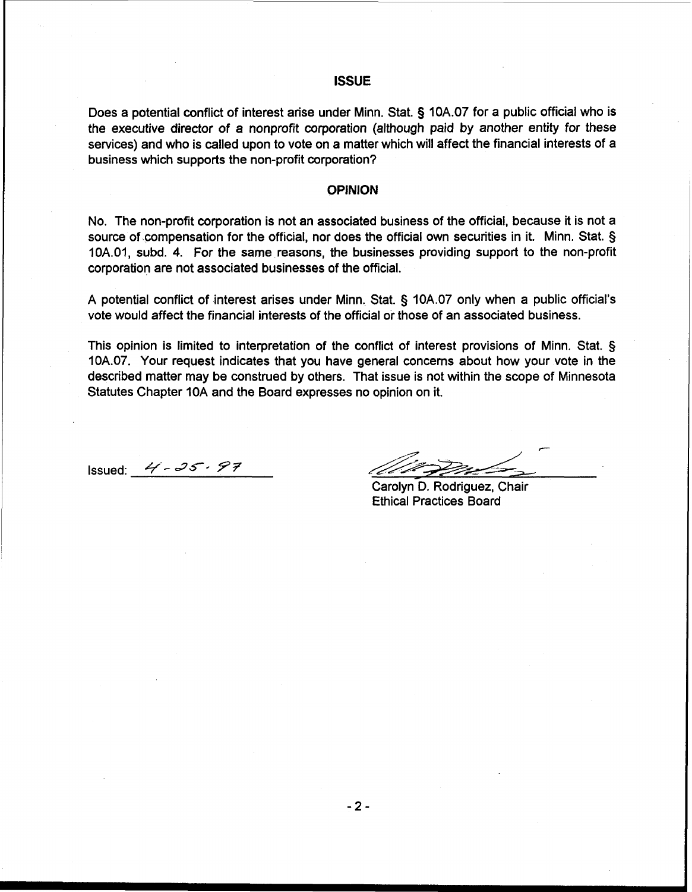## ISSUE

Does a potential conflict of interest arise under Minn. Stat. § 10A.07 for a public official who is the executive director of a nonprofit corporation (although paid by another entity for these services) and who is called upon to vote on a matter which will affect the financial interests of a business which supports the non-profit corporation?

## OPINION

No. The non-profit corporation is not an associated business of the official, because it is not a source of compensation for the official, nor does the official own securities in it. Minn. Stat. § 10A.01, subd. 4. For the same reasons, the businesses providing support to the non-profit corporation are not associated businesses of the official.

A potential conflict of interest arises under Minn. Stat. § 10A.07 only when a public official's vote would affect the financial interests of the official or those of an associated business.

This opinion is limited to interpretation of the conflict of interest provisions of Minn. Stat. § 10A.07. Your request indicates that you have general concerns about how your vote in the described matter may be construed by others. That issue is not within the scope of Minnesota Statutes Chapter 10A and the Board expresses no opinion on it.

Issued: 4-25-97

Carolyn D. Rodriguez, Chair
Ethical Practices Board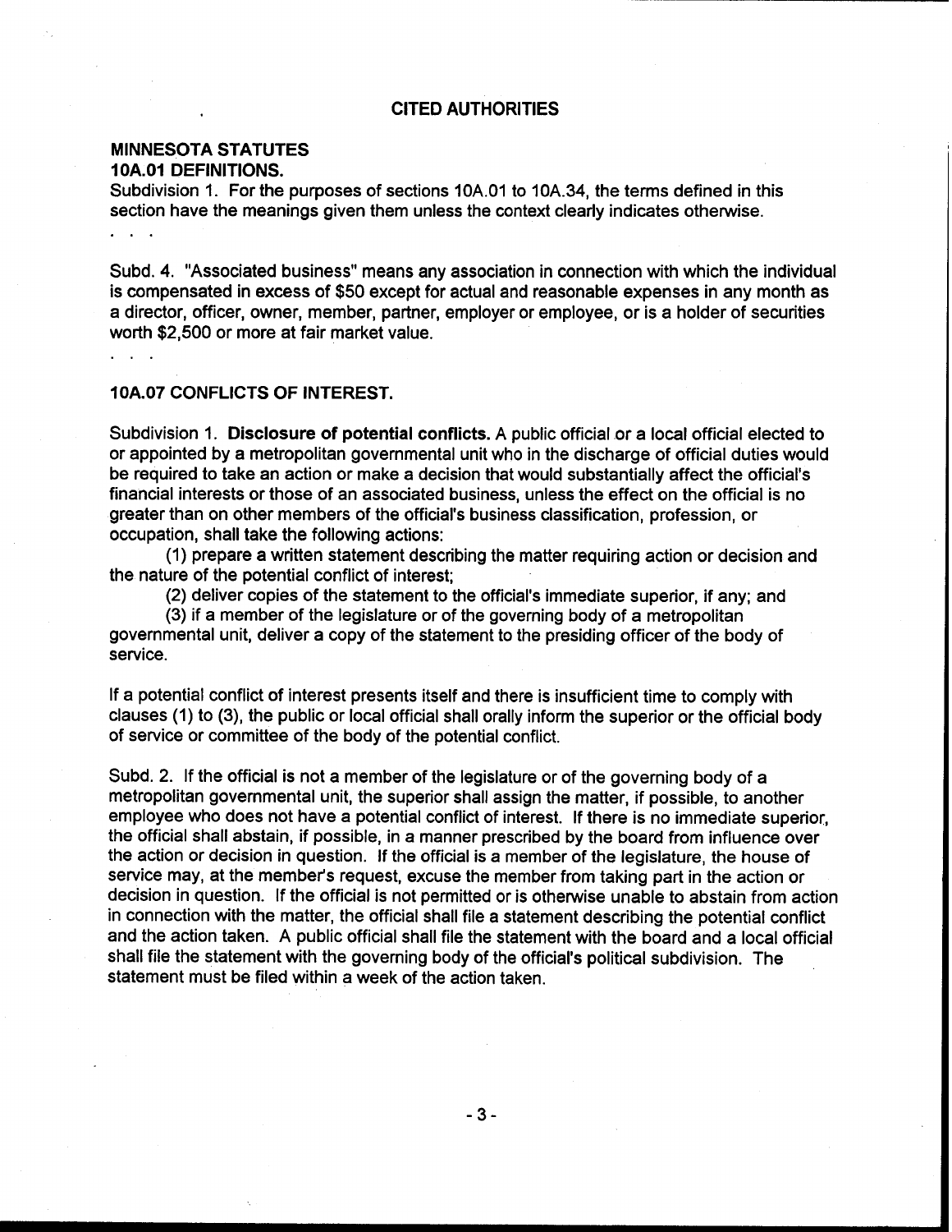## CITED AUTHORITIES

### MINNESOTA STATUTES

**10A.01 DEFINITIONS.**

Subdivision 1. For the purposes of sections 10A.01 to 10A.34, the terms defined in this section have the meanings given them unless the context clearly indicates otherwise.

. . .

Subd. 4. "Associated business" means any association in connection with which the individual is compensated in excess of $50 except for actual and reasonable expenses in any month as a director, officer, owner, member, partner, employer or employee, or is a holder of securities worth $2,500 or more at fair market value.

. . .

**10A.07 CONFLICTS OF INTEREST.**

Subdivision 1. **Disclosure of potential conflicts.** A public official or a local official elected to or appointed by a metropolitan governmental unit who in the discharge of official duties would be required to take an action or make a decision that would substantially affect the official's financial interests or those of an associated business, unless the effect on the official is no greater than on other members of the official's business classification, profession, or occupation, shall take the following actions:

(1) prepare a written statement describing the matter requiring action or decision and the nature of the potential conflict of interest;

(2) deliver copies of the statement to the official's immediate superior, if any; and

(3) if a member of the legislature or of the governing body of a metropolitan governmental unit, deliver a copy of the statement to the presiding officer of the body of service.

If a potential conflict of interest presents itself and there is insufficient time to comply with clauses (1) to (3), the public or local official shall orally inform the superior or the official body of service or committee of the body of the potential conflict.

Subd. 2. If the official is not a member of the legislature or of the governing body of a metropolitan governmental unit, the superior shall assign the matter, if possible, to another employee who does not have a potential conflict of interest. If there is no immediate superior, the official shall abstain, if possible, in a manner prescribed by the board from influence over the action or decision in question. If the official is a member of the legislature, the house of service may, at the member's request, excuse the member from taking part in the action or decision in question. If the official is not permitted or is otherwise unable to abstain from action in connection with the matter, the official shall file a statement describing the potential conflict and the action taken. A public official shall file the statement with the board and a local official shall file the statement with the governing body of the official's political subdivision. The statement must be filed within a week of the action taken.